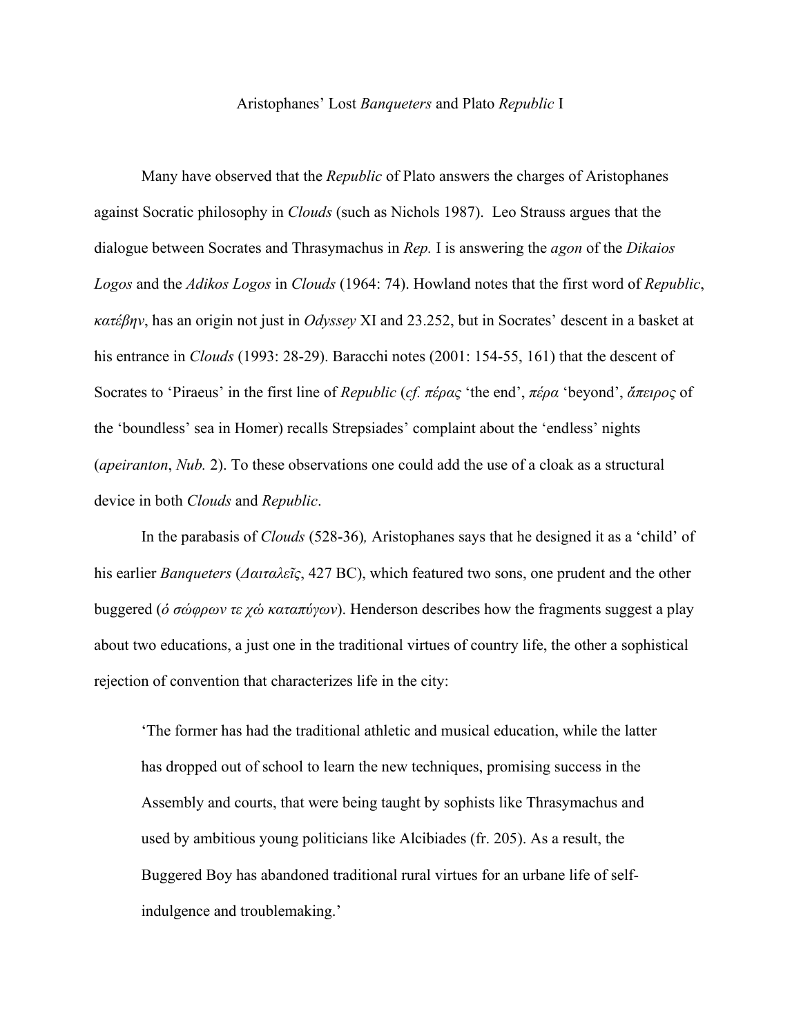# Aristophanes' Lost *Banqueters* and Plato *Republic* I

Many have observed that the *Republic* of Plato answers the charges of Aristophanes against Socratic philosophy in *Clouds* (such as Nichols 1987). Leo Strauss argues that the dialogue between Socrates and Thrasymachus in *Rep.* I is answering the *agon* of the *Dikaios Logos* and the *Adikos Logos* in *Clouds* (1964: 74). Howland notes that the first word of *Republic*, *κατέβην*, has an origin not just in *Odyssey* XI and 23.252, but in Socrates' descent in a basket at his entrance in *Clouds* (1993: 28-29). Baracchi notes (2001: 154-55, 161) that the descent of Socrates to 'Piraeus' in the first line of *Republic* (*cf. πέρας* 'the end', *πέρα* 'beyond', *ἄπειρος* of the 'boundless' sea in Homer) recalls Strepsiades' complaint about the 'endless' nights (*apeiranton*, *Nub.* 2). To these observations one could add the use of a cloak as a structural device in both *Clouds* and *Republic*.

In the parabasis of *Clouds* (528-36), Aristophanes says that he designed it as a 'child' of his earlier *Banqueters* (*Δαιταλεῖς*, 427 BC), which featured two sons, one prudent and the other buggered (*ὁ σώφρων τε χὡ καταπύγων*). Henderson describes how the fragments suggest a play about two educations, a just one in the traditional virtues of country life, the other a sophistical rejection of convention that characterizes life in the city:

> 'The former has had the traditional athletic and musical education, while the latter has dropped out of school to learn the new techniques, promising success in the Assembly and courts, that were being taught by sophists like Thrasymachus and used by ambitious young politicians like Alcibiades (fr. 205). As a result, the Buggered Boy has abandoned traditional rural virtues for an urbane life of self-indulgence and troublemaking.'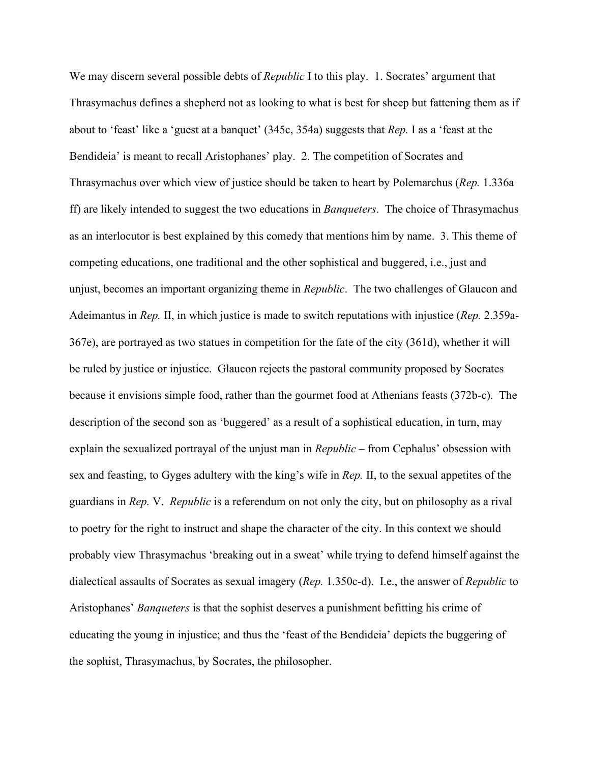We may discern several possible debts of *Republic* I to this play. 1. Socrates' argument that Thrasymachus defines a shepherd not as looking to what is best for sheep but fattening them as if about to 'feast' like a 'guest at a banquet' (345c, 354a) suggests that *Rep.* I as a 'feast at the Bendideia' is meant to recall Aristophanes' play. 2. The competition of Socrates and Thrasymachus over which view of justice should be taken to heart by Polemarchus (*Rep.* 1.336a ff) are likely intended to suggest the two educations in *Banqueters*. The choice of Thrasymachus as an interlocutor is best explained by this comedy that mentions him by name. 3. This theme of competing educations, one traditional and the other sophistical and buggered, i.e., just and unjust, becomes an important organizing theme in *Republic*. The two challenges of Glaucon and Adeimantus in *Rep.* II, in which justice is made to switch reputations with injustice (*Rep.* 2.359a-367e), are portrayed as two statues in competition for the fate of the city (361d), whether it will be ruled by justice or injustice. Glaucon rejects the pastoral community proposed by Socrates because it envisions simple food, rather than the gourmet food at Athenians feasts (372b-c). The description of the second son as 'buggered' as a result of a sophistical education, in turn, may explain the sexualized portrayal of the unjust man in *Republic* – from Cephalus' obsession with sex and feasting, to Gyges adultery with the king's wife in *Rep.* II, to the sexual appetites of the guardians in *Rep.* V. *Republic* is a referendum on not only the city, but on philosophy as a rival to poetry for the right to instruct and shape the character of the city. In this context we should probably view Thrasymachus 'breaking out in a sweat' while trying to defend himself against the dialectical assaults of Socrates as sexual imagery (*Rep.* 1.350c-d). I.e., the answer of *Republic* to Aristophanes' *Banqueters* is that the sophist deserves a punishment befitting his crime of educating the young in injustice; and thus the 'feast of the Bendideia' depicts the buggering of the sophist, Thrasymachus, by Socrates, the philosopher.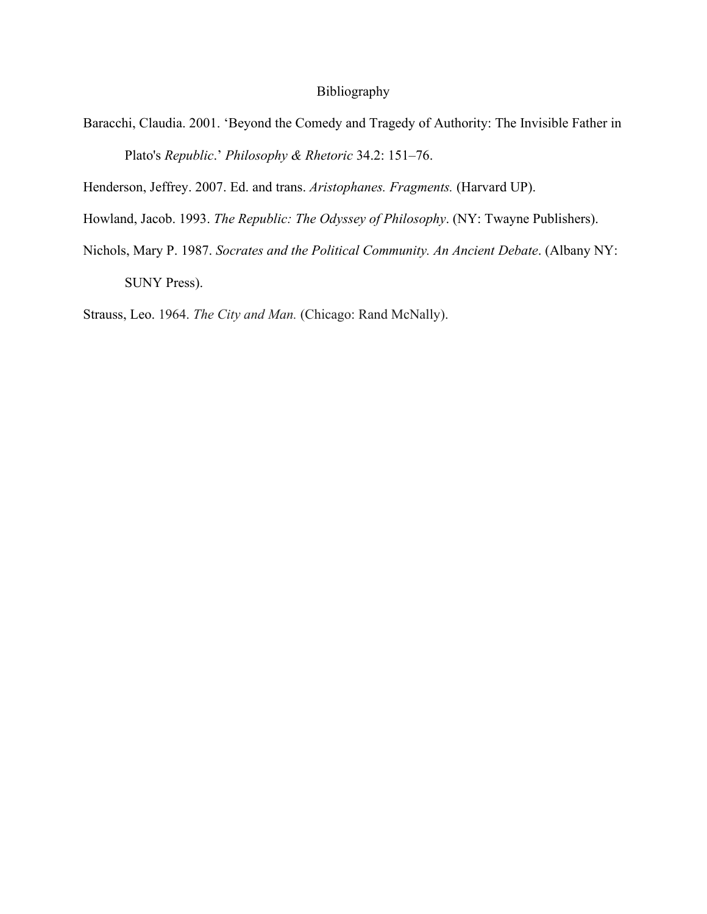# Bibliography

Baracchi, Claudia. 2001. 'Beyond the Comedy and Tragedy of Authority: The Invisible Father in Plato's *Republic*.' *Philosophy & Rhetoric* 34.2: 151–76.

Henderson, Jeffrey. 2007. Ed. and trans. *Aristophanes. Fragments.* (Harvard UP).

Howland, Jacob. 1993. *The Republic: The Odyssey of Philosophy*. (NY: Twayne Publishers).

Nichols, Mary P. 1987. *Socrates and the Political Community. An Ancient Debate*. (Albany NY: SUNY Press).

Strauss, Leo. 1964. *The City and Man.* (Chicago: Rand McNally).